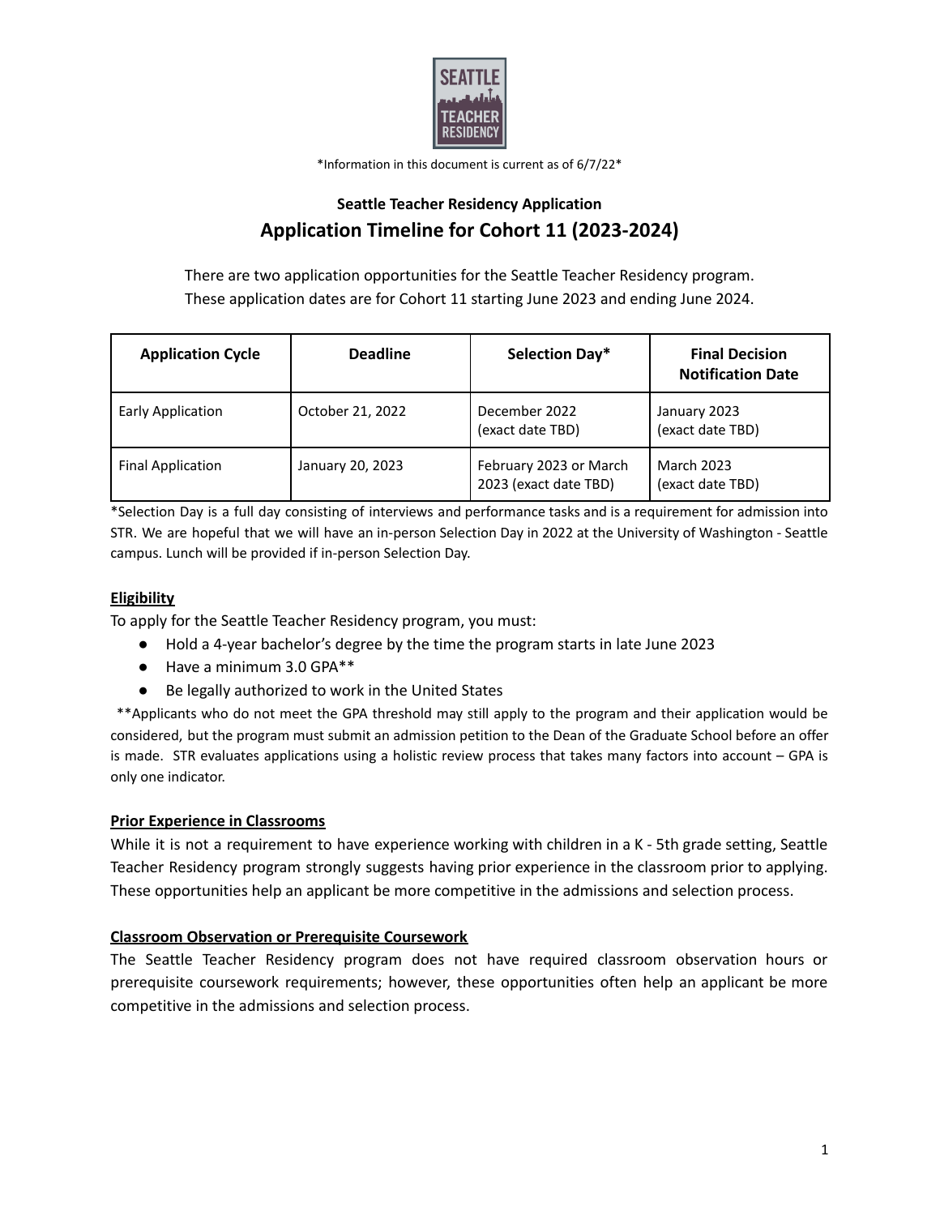*Information in this document is current as of 6/7/22*

**Seattle Teacher Residency Application**

# Application Timeline for Cohort 11 (2023-2024)

There are two application opportunities for the Seattle Teacher Residency program. These application dates are for Cohort 11 starting June 2023 and ending June 2024.

| Application Cycle | Deadline | Selection Day* | Final Decision Notification Date |
|---|---|---|---|
| Early Application | October 21, 2022 | December 2022 (exact date TBD) | January 2023 (exact date TBD) |
| Final Application | January 20, 2023 | February 2023 or March 2023 (exact date TBD) | March 2023 (exact date TBD) |

*Selection Day is a full day consisting of interviews and performance tasks and is a requirement for admission into STR. We are hopeful that we will have an in-person Selection Day in 2022 at the University of Washington - Seattle campus. Lunch will be provided if in-person Selection Day.

## Eligibility

To apply for the Seattle Teacher Residency program, you must:

- Hold a 4-year bachelor's degree by the time the program starts in late June 2023
- Have a minimum 3.0 GPA**
- Be legally authorized to work in the United States

**Applicants who do not meet the GPA threshold may still apply to the program and their application would be considered, but the program must submit an admission petition to the Dean of the Graduate School before an offer is made. STR evaluates applications using a holistic review process that takes many factors into account – GPA is only one indicator.

## Prior Experience in Classrooms

While it is not a requirement to have experience working with children in a K - 5th grade setting, Seattle Teacher Residency program strongly suggests having prior experience in the classroom prior to applying. These opportunities help an applicant be more competitive in the admissions and selection process.

## Classroom Observation or Prerequisite Coursework

The Seattle Teacher Residency program does not have required classroom observation hours or prerequisite coursework requirements; however, these opportunities often help an applicant be more competitive in the admissions and selection process.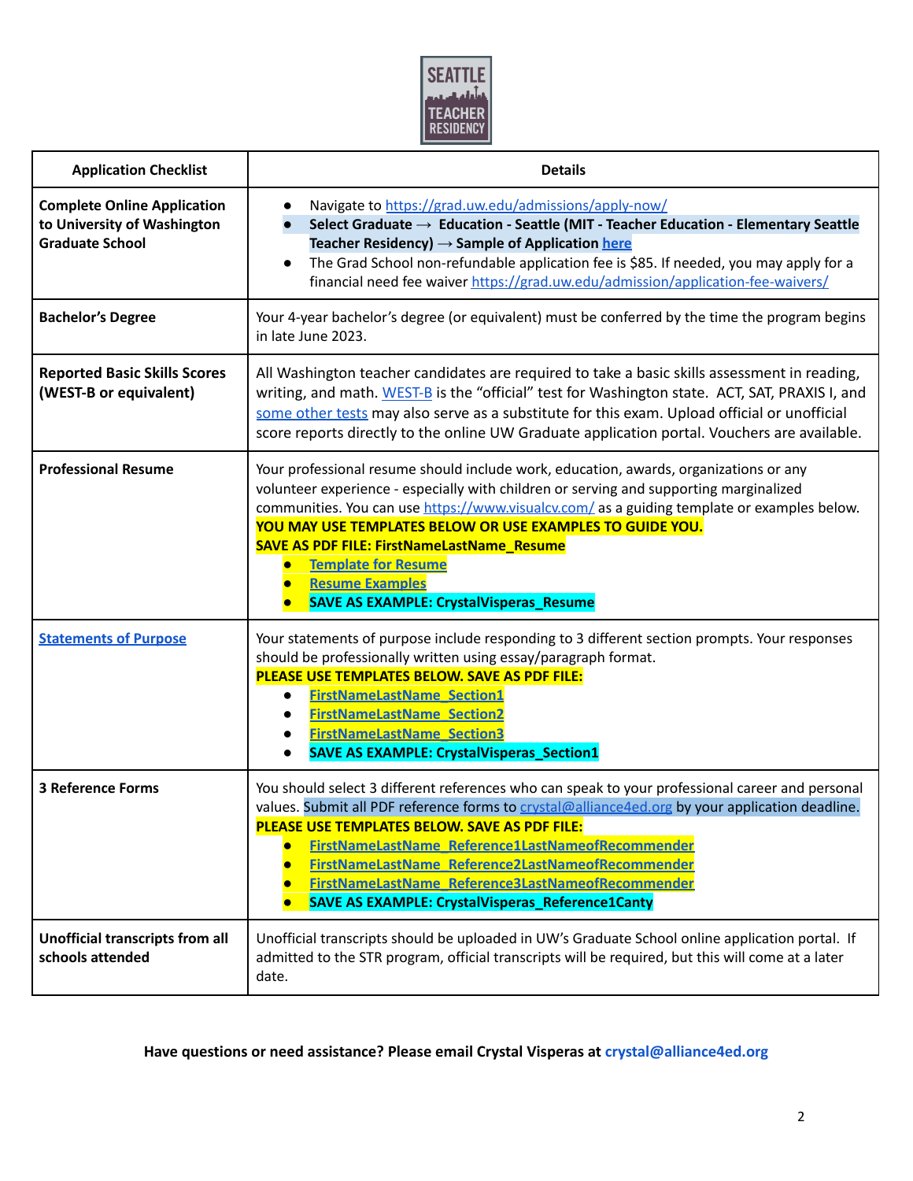| Application Checklist | Details |
| --- | --- |
| **Complete Online Application to University of Washington Graduate School** | • Navigate to https://grad.uw.edu/admissions/apply-now/<br>• **Select Graduate → Education - Seattle (MIT - Teacher Education - Elementary Seattle Teacher Residency) → Sample of Application here**<br>• The Grad School non-refundable application fee is $85. If needed, you may apply for a financial need fee waiver https://grad.uw.edu/admission/application-fee-waivers/ |
| **Bachelor's Degree** | Your 4-year bachelor's degree (or equivalent) must be conferred by the time the program begins in late June 2023. |
| **Reported Basic Skills Scores (WEST-B or equivalent)** | All Washington teacher candidates are required to take a basic skills assessment in reading, writing, and math. WEST-B is the "official" test for Washington state. ACT, SAT, PRAXIS I, and some other tests may also serve as a substitute for this exam. Upload official or unofficial score reports directly to the online UW Graduate application portal. Vouchers are available. |
| **Professional Resume** | Your professional resume should include work, education, awards, organizations or any volunteer experience - especially with children or serving and supporting marginalized communities. You can use https://www.visualcv.com/ as a guiding template or examples below.<br>**YOU MAY USE TEMPLATES BELOW OR USE EXAMPLES TO GUIDE YOU.**<br>**SAVE AS PDF FILE: FirstNameLastName_Resume**<br>• **Template for Resume**<br>• **Resume Examples**<br>• **SAVE AS EXAMPLE: CrystalVisperas_Resume** |
| **Statements of Purpose** | Your statements of purpose include responding to 3 different section prompts. Your responses should be professionally written using essay/paragraph format.<br>**PLEASE USE TEMPLATES BELOW. SAVE AS PDF FILE:**<br>• **FirstNameLastName_Section1**<br>• **FirstNameLastName_Section2**<br>• **FirstNameLastName_Section3**<br>• **SAVE AS EXAMPLE: CrystalVisperas_Section1** |
| **3 Reference Forms** | You should select 3 different references who can speak to your professional career and personal values. Submit all PDF reference forms to crystal@alliance4ed.org by your application deadline.<br>**PLEASE USE TEMPLATES BELOW. SAVE AS PDF FILE:**<br>• **FirstNameLastName_Reference1LastNameofRecommender**<br>• **FirstNameLastName_Reference2LastNameofRecommender**<br>• **FirstNameLastName_Reference3LastNameofRecommender**<br>• **SAVE AS EXAMPLE: CrystalVisperas_Reference1Canty** |
| **Unofficial transcripts from all schools attended** | Unofficial transcripts should be uploaded in UW's Graduate School online application portal. If admitted to the STR program, official transcripts will be required, but this will come at a later date. |

**Have questions or need assistance? Please email Crystal Visperas at crystal@alliance4ed.org**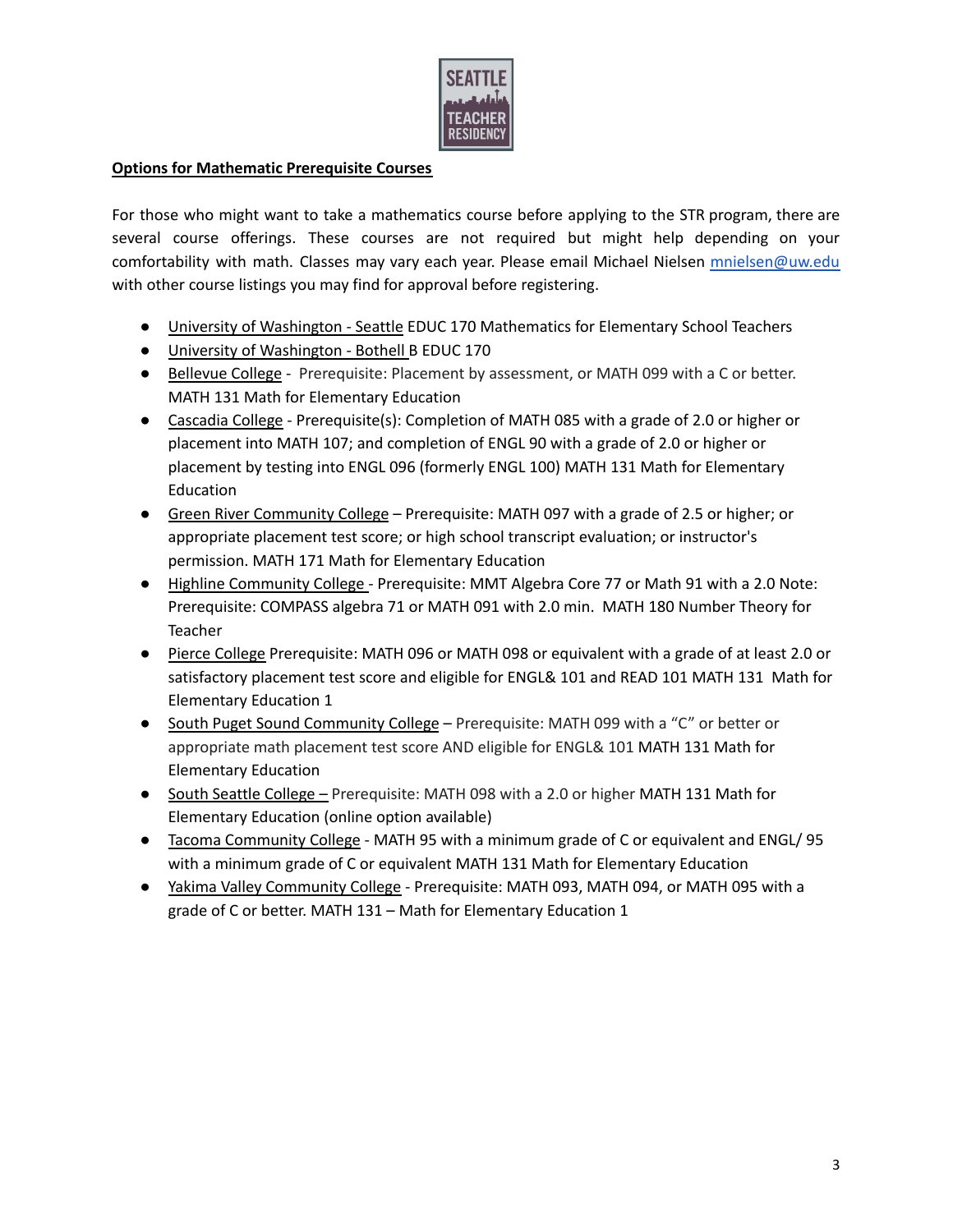**Options for Mathematic Prerequisite Courses**

For those who might want to take a mathematics course before applying to the STR program, there are several course offerings. These courses are not required but might help depending on your comfortability with math. Classes may vary each year. Please email Michael Nielsen mnielsen@uw.edu with other course listings you may find for approval before registering.

- University of Washington - Seattle EDUC 170 Mathematics for Elementary School Teachers
- University of Washington - Bothell B EDUC 170
- Bellevue College - Prerequisite: Placement by assessment, or MATH 099 with a C or better. MATH 131 Math for Elementary Education
- Cascadia College - Prerequisite(s): Completion of MATH 085 with a grade of 2.0 or higher or placement into MATH 107; and completion of ENGL 90 with a grade of 2.0 or higher or placement by testing into ENGL 096 (formerly ENGL 100) MATH 131 Math for Elementary Education
- Green River Community College – Prerequisite: MATH 097 with a grade of 2.5 or higher; or appropriate placement test score; or high school transcript evaluation; or instructor's permission. MATH 171 Math for Elementary Education
- Highline Community College - Prerequisite: MMT Algebra Core 77 or Math 91 with a 2.0 Note: Prerequisite: COMPASS algebra 71 or MATH 091 with 2.0 min. MATH 180 Number Theory for Teacher
- Pierce College Prerequisite: MATH 096 or MATH 098 or equivalent with a grade of at least 2.0 or satisfactory placement test score and eligible for ENGL& 101 and READ 101 MATH 131 Math for Elementary Education 1
- South Puget Sound Community College – Prerequisite: MATH 099 with a "C" or better or appropriate math placement test score AND eligible for ENGL& 101 MATH 131 Math for Elementary Education
- South Seattle College – Prerequisite: MATH 098 with a 2.0 or higher MATH 131 Math for Elementary Education (online option available)
- Tacoma Community College - MATH 95 with a minimum grade of C or equivalent and ENGL/ 95 with a minimum grade of C or equivalent MATH 131 Math for Elementary Education
- Yakima Valley Community College - Prerequisite: MATH 093, MATH 094, or MATH 095 with a grade of C or better. MATH 131 – Math for Elementary Education 1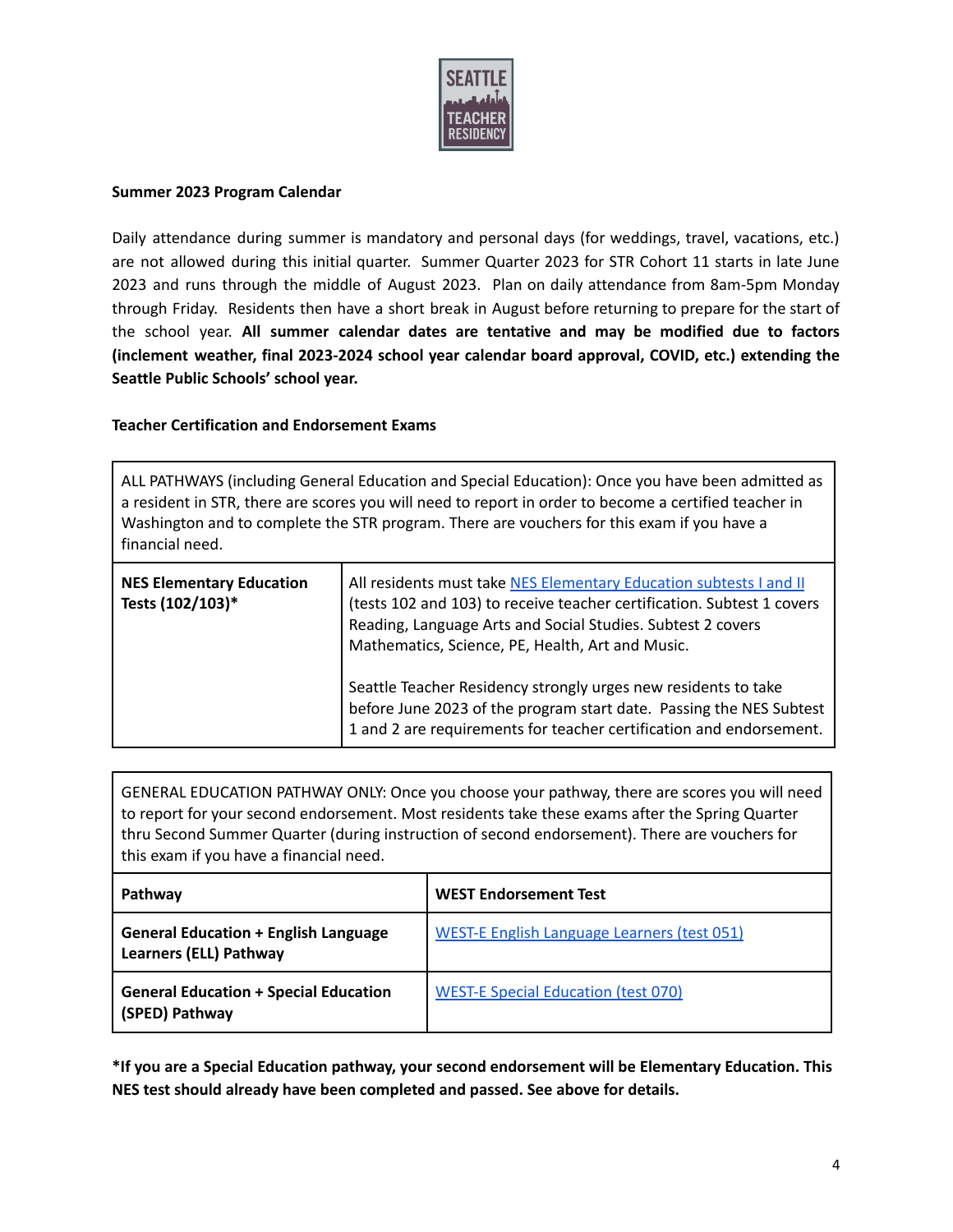**Summer 2023 Program Calendar**

Daily attendance during summer is mandatory and personal days (for weddings, travel, vacations, etc.) are not allowed during this initial quarter. Summer Quarter 2023 for STR Cohort 11 starts in late June 2023 and runs through the middle of August 2023. Plan on daily attendance from 8am-5pm Monday through Friday. Residents then have a short break in August before returning to prepare for the start of the school year. **All summer calendar dates are tentative and may be modified due to factors (inclement weather, final 2023-2024 school year calendar board approval, COVID, etc.) extending the Seattle Public Schools' school year.**

**Teacher Certification and Endorsement Exams**

| ALL PATHWAYS (including General Education and Special Education): Once you have been admitted as a resident in STR, there are scores you will need to report in order to become a certified teacher in Washington and to complete the STR program. There are vouchers for this exam if you have a financial need. | |
|---|---|
| **NES Elementary Education Tests (102/103)*** | All residents must take NES Elementary Education subtests I and II (tests 102 and 103) to receive teacher certification. Subtest 1 covers Reading, Language Arts and Social Studies. Subtest 2 covers Mathematics, Science, PE, Health, Art and Music.<br><br>Seattle Teacher Residency strongly urges new residents to take before June 2023 of the program start date. Passing the NES Subtest 1 and 2 are requirements for teacher certification and endorsement. |

| GENERAL EDUCATION PATHWAY ONLY: Once you choose your pathway, there are scores you will need to report for your second endorsement. Most residents take these exams after the Spring Quarter thru Second Summer Quarter (during instruction of second endorsement). There are vouchers for this exam if you have a financial need. | |
|---|---|
| **Pathway** | **WEST Endorsement Test** |
| **General Education + English Language Learners (ELL) Pathway** | WEST-E English Language Learners (test 051) |
| **General Education + Special Education (SPED) Pathway** | WEST-E Special Education (test 070) |

***If you are a Special Education pathway, your second endorsement will be Elementary Education. This NES test should already have been completed and passed. See above for details.**